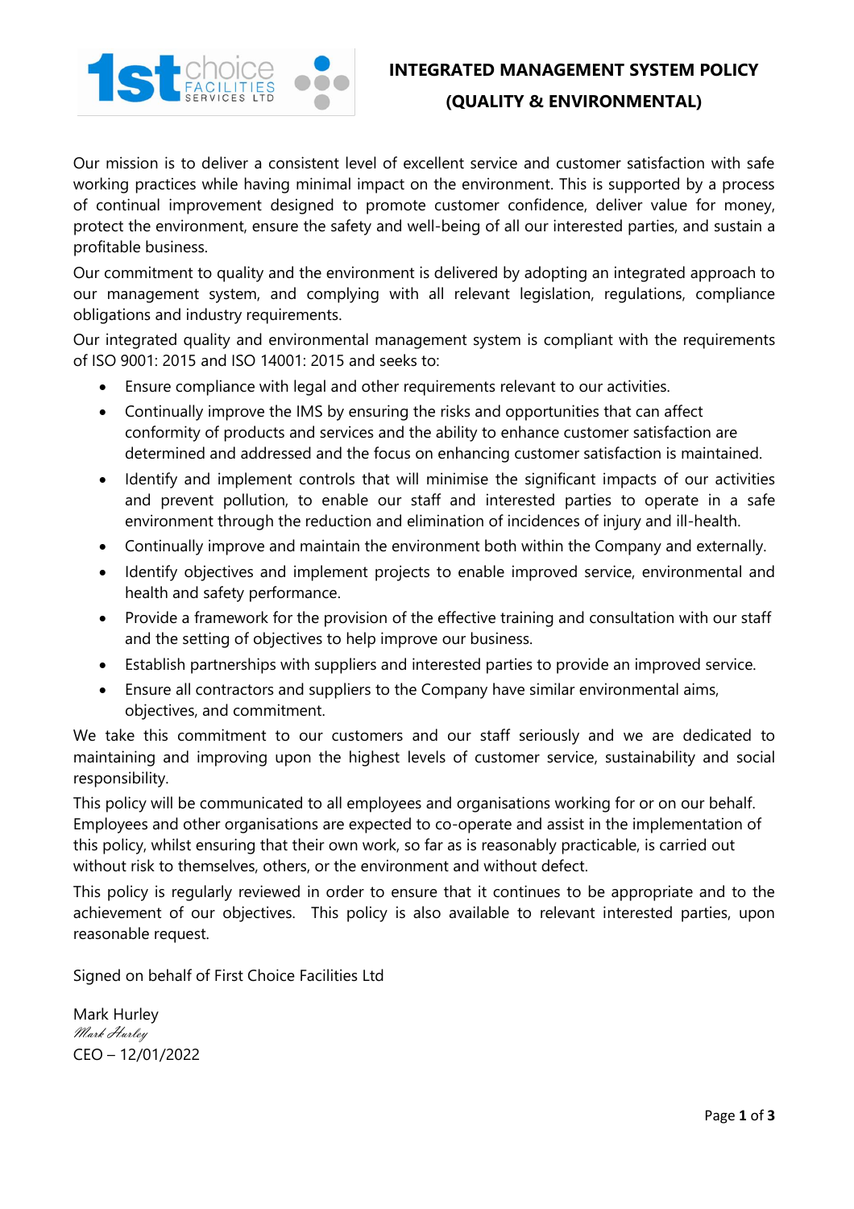# INTEGRATED MANAGEMENT SYSTEM POLICY (QUALITY & ENVIRONMENTAL)

Our mission is to deliver a consistent level of excellent service and customer satisfaction with safe working practices while having minimal impact on the environment. This is supported by a process of continual improvement designed to promote customer confidence, deliver value for money, protect the environment, ensure the safety and well-being of all our interested parties, and sustain a profitable business.

Our commitment to quality and the environment is delivered by adopting an integrated approach to our management system, and complying with all relevant legislation, regulations, compliance obligations and industry requirements.

Our integrated quality and environmental management system is compliant with the requirements of ISO 9001: 2015 and ISO 14001: 2015 and seeks to:

- Ensure compliance with legal and other requirements relevant to our activities.
- Continually improve the IMS by ensuring the risks and opportunities that can affect conformity of products and services and the ability to enhance customer satisfaction are determined and addressed and the focus on enhancing customer satisfaction is maintained.
- Identify and implement controls that will minimise the significant impacts of our activities and prevent pollution, to enable our staff and interested parties to operate in a safe environment through the reduction and elimination of incidences of injury and ill-health.
- Continually improve and maintain the environment both within the Company and externally.
- Identify objectives and implement projects to enable improved service, environmental and health and safety performance.
- Provide a framework for the provision of the effective training and consultation with our staff and the setting of objectives to help improve our business.
- Establish partnerships with suppliers and interested parties to provide an improved service.
- Ensure all contractors and suppliers to the Company have similar environmental aims, objectives, and commitment.

We take this commitment to our customers and our staff seriously and we are dedicated to maintaining and improving upon the highest levels of customer service, sustainability and social responsibility.

This policy will be communicated to all employees and organisations working for or on our behalf. Employees and other organisations are expected to co-operate and assist in the implementation of this policy, whilst ensuring that their own work, so far as is reasonably practicable, is carried out without risk to themselves, others, or the environment and without defect.

This policy is regularly reviewed in order to ensure that it continues to be appropriate and to the achievement of our objectives. This policy is also available to relevant interested parties, upon reasonable request.

Signed on behalf of First Choice Facilities Ltd

Mark Hurley
*Mark Hurley*
CEO – 12/01/2022